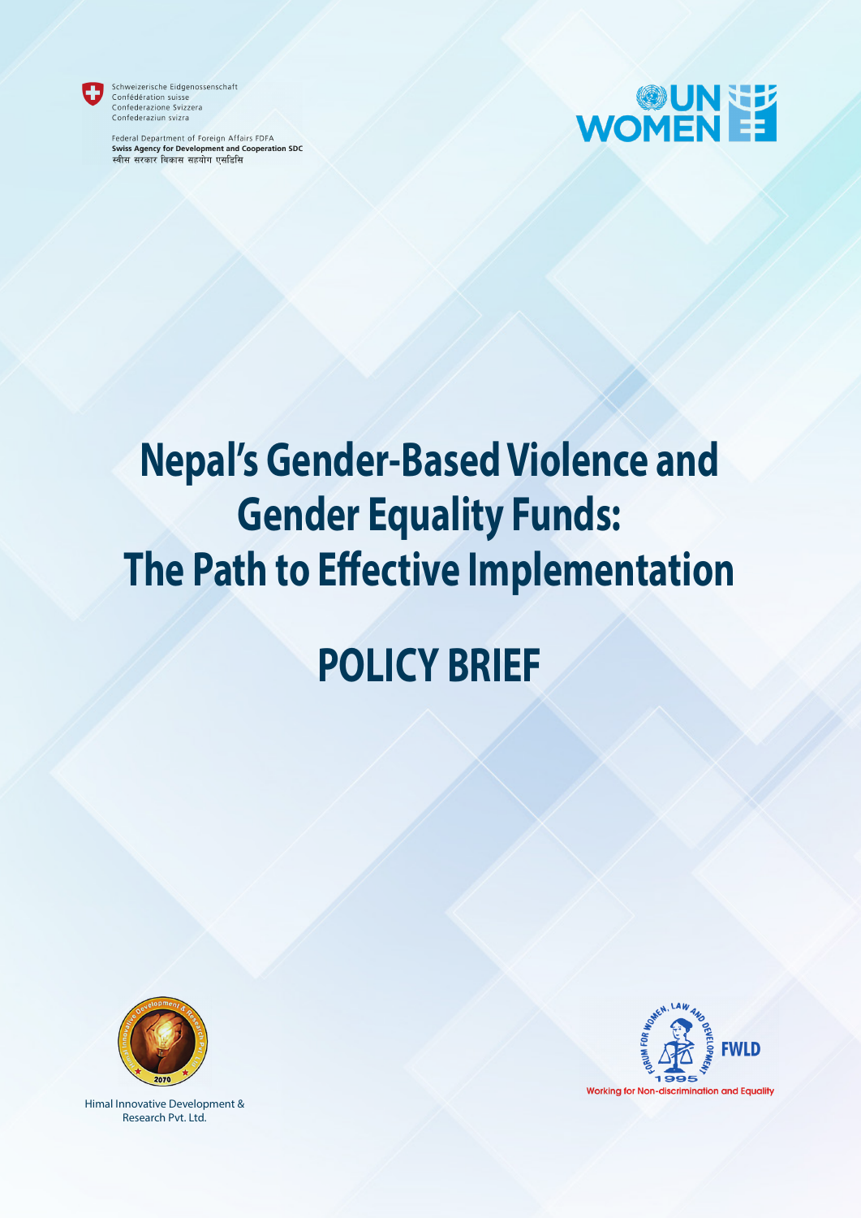Schweizerische Eidgenossenschaft
Confédération suisse
Confederazione Svizzera
Confederaziun svizra

Federal Department of Foreign Affairs FDFA
**Swiss Agency for Development and Cooperation SDC**
स्वीस सरकार बिकास सहयोग एसडिसि

UN WOMEN

# Nepal's Gender-Based Violence and Gender Equality Funds: The Path to Effective Implementation

# POLICY BRIEF

Himal Innovative Development & Research Pvt. Ltd.

FWLD
Working for Non-discrimination and Equality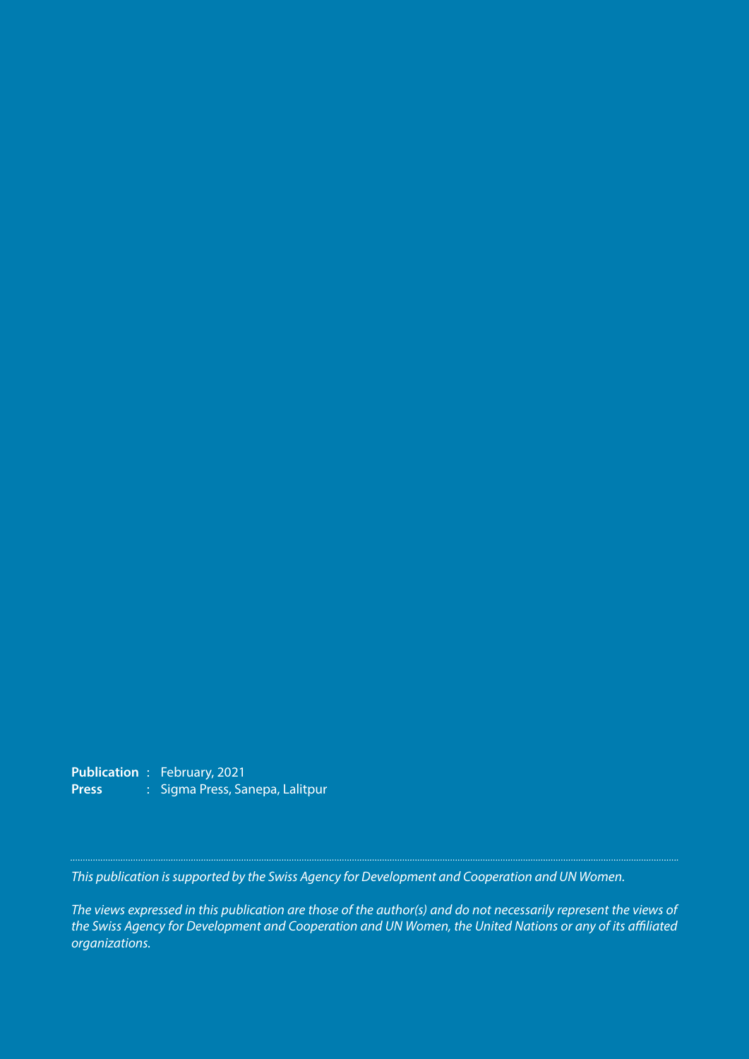**Publication** : February, 2021
**Press** : Sigma Press, Sanepa, Lalitpur

---

*This publication is supported by the Swiss Agency for Development and Cooperation and UN Women.*

*The views expressed in this publication are those of the author(s) and do not necessarily represent the views of the Swiss Agency for Development and Cooperation and UN Women, the United Nations or any of its affiliated organizations.*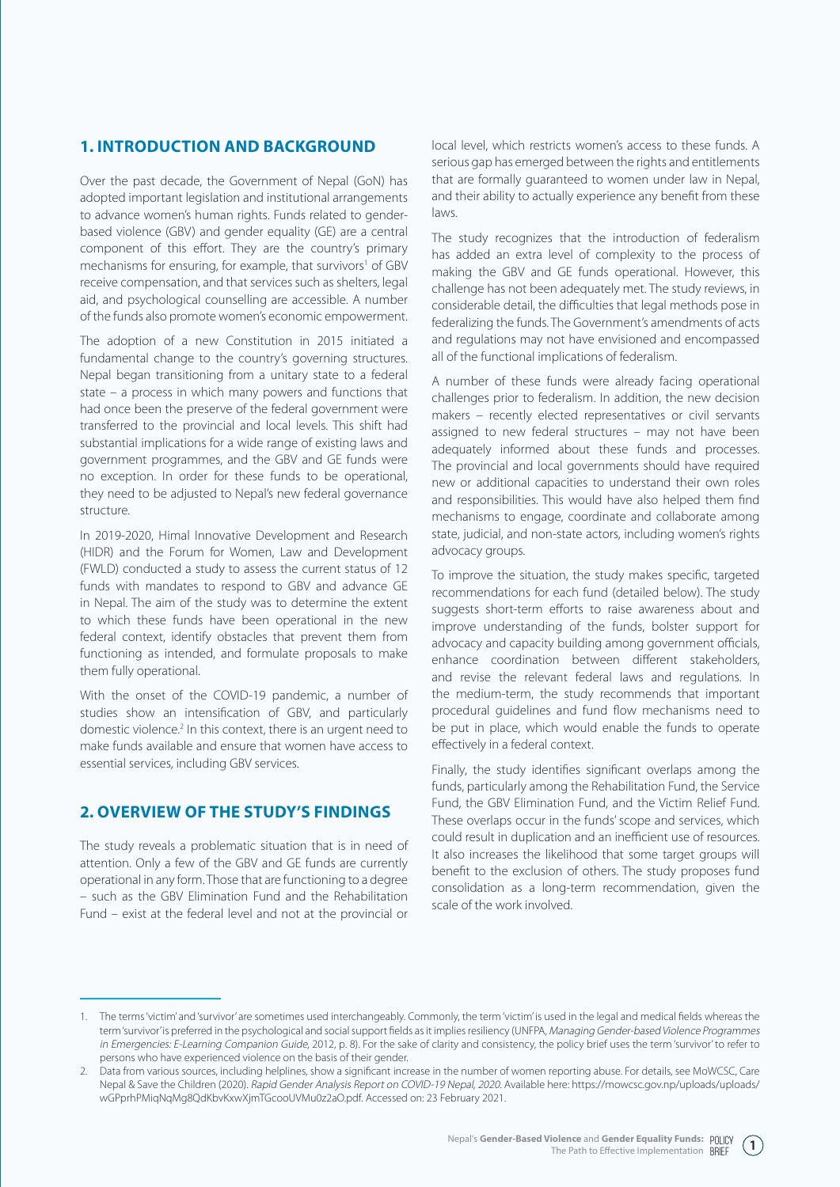## 1. INTRODUCTION AND BACKGROUND

Over the past decade, the Government of Nepal (GoN) has adopted important legislation and institutional arrangements to advance women's human rights. Funds related to gender-based violence (GBV) and gender equality (GE) are a central component of this effort. They are the country's primary mechanisms for ensuring, for example, that survivors[1] of GBV receive compensation, and that services such as shelters, legal aid, and psychological counselling are accessible. A number of the funds also promote women's economic empowerment.

The adoption of a new Constitution in 2015 initiated a fundamental change to the country's governing structures. Nepal began transitioning from a unitary state to a federal state – a process in which many powers and functions that had once been the preserve of the federal government were transferred to the provincial and local levels. This shift had substantial implications for a wide range of existing laws and government programmes, and the GBV and GE funds were no exception. In order for these funds to be operational, they need to be adjusted to Nepal's new federal governance structure.

In 2019-2020, Himal Innovative Development and Research (HIDR) and the Forum for Women, Law and Development (FWLD) conducted a study to assess the current status of 12 funds with mandates to respond to GBV and advance GE in Nepal. The aim of the study was to determine the extent to which these funds have been operational in the new federal context, identify obstacles that prevent them from functioning as intended, and formulate proposals to make them fully operational.

With the onset of the COVID-19 pandemic, a number of studies show an intensification of GBV, and particularly domestic violence.[2] In this context, there is an urgent need to make funds available and ensure that women have access to essential services, including GBV services.

## 2. OVERVIEW OF THE STUDY'S FINDINGS

The study reveals a problematic situation that is in need of attention. Only a few of the GBV and GE funds are currently operational in any form. Those that are functioning to a degree – such as the GBV Elimination Fund and the Rehabilitation Fund – exist at the federal level and not at the provincial or local level, which restricts women's access to these funds. A serious gap has emerged between the rights and entitlements that are formally guaranteed to women under law in Nepal, and their ability to actually experience any benefit from these laws.

The study recognizes that the introduction of federalism has added an extra level of complexity to the process of making the GBV and GE funds operational. However, this challenge has not been adequately met. The study reviews, in considerable detail, the difficulties that legal methods pose in federalizing the funds. The Government's amendments of acts and regulations may not have envisioned and encompassed all of the functional implications of federalism.

A number of these funds were already facing operational challenges prior to federalism. In addition, the new decision makers – recently elected representatives or civil servants assigned to new federal structures – may not have been adequately informed about these funds and processes. The provincial and local governments should have required new or additional capacities to understand their own roles and responsibilities. This would have also helped them find mechanisms to engage, coordinate and collaborate among state, judicial, and non-state actors, including women's rights advocacy groups.

To improve the situation, the study makes specific, targeted recommendations for each fund (detailed below). The study suggests short-term efforts to raise awareness about and improve understanding of the funds, bolster support for advocacy and capacity building among government officials, enhance coordination between different stakeholders, and revise the relevant federal laws and regulations. In the medium-term, the study recommends that important procedural guidelines and fund flow mechanisms need to be put in place, which would enable the funds to operate effectively in a federal context.

Finally, the study identifies significant overlaps among the funds, particularly among the Rehabilitation Fund, the Service Fund, the GBV Elimination Fund, and the Victim Relief Fund. These overlaps occur in the funds' scope and services, which could result in duplication and an inefficient use of resources. It also increases the likelihood that some target groups will benefit to the exclusion of others. The study proposes fund consolidation as a long-term recommendation, given the scale of the work involved.

---

1. The terms 'victim' and 'survivor' are sometimes used interchangeably. Commonly, the term 'victim' is used in the legal and medical fields whereas the term 'survivor' is preferred in the psychological and social support fields as it implies resiliency (UNFPA, *Managing Gender-based Violence Programmes in Emergencies: E-Learning Companion Guide*, 2012, p. 8). For the sake of clarity and consistency, the policy brief uses the term 'survivor' to refer to persons who have experienced violence on the basis of their gender.
2. Data from various sources, including helplines, show a significant increase in the number of women reporting abuse. For details, see MoWCSC, Care Nepal & Save the Children (2020). *Rapid Gender Analysis Report on COVID-19 Nepal, 2020*. Available here: https://mowcsc.gov.np/uploads/uploads/wGPprhPMiqNqMg8QdKbvKxwXjmTGcooUVMu0z2aO.pdf. Accessed on: 23 February 2021.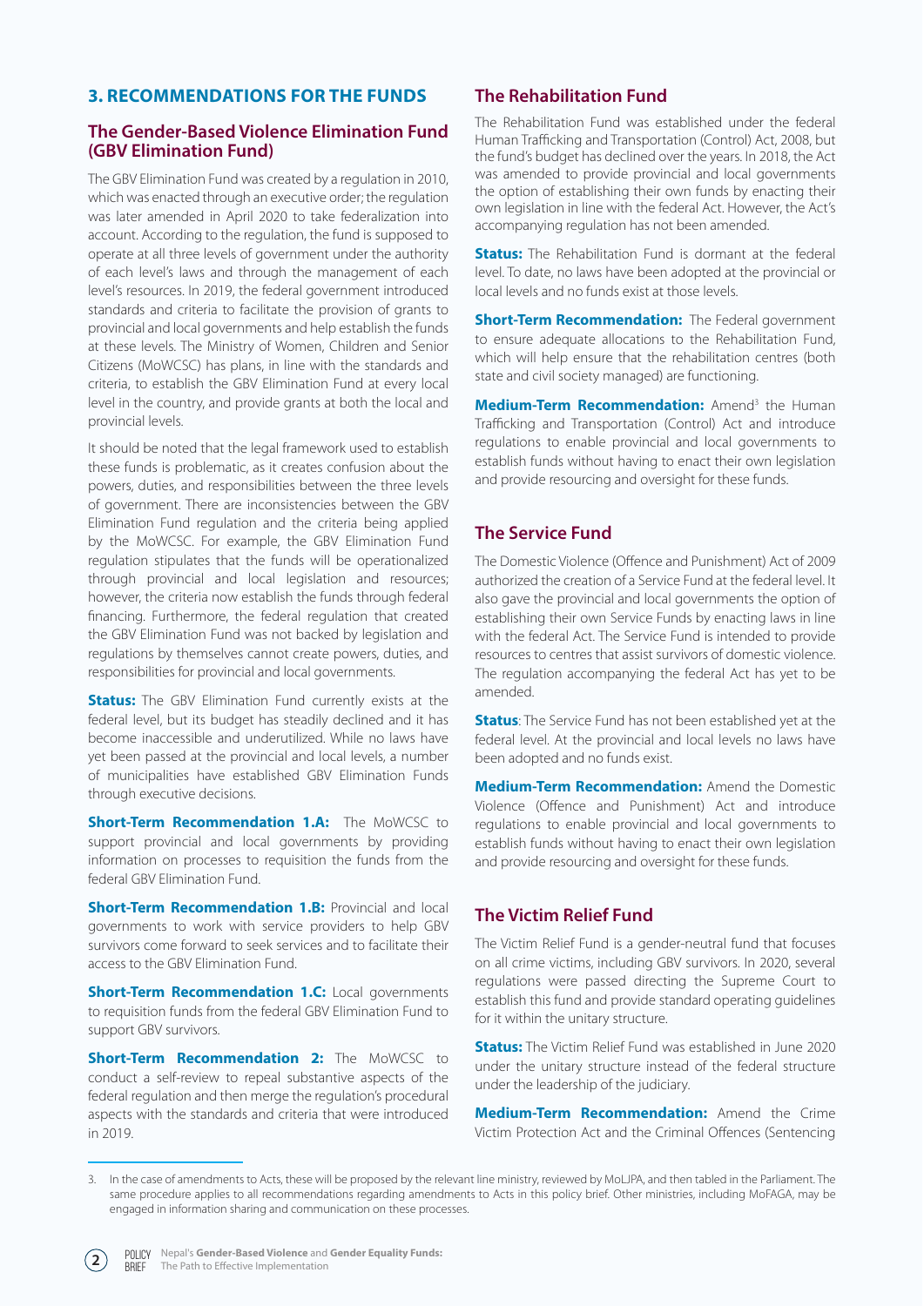## 3. RECOMMENDATIONS FOR THE FUNDS

### The Gender-Based Violence Elimination Fund (GBV Elimination Fund)

The GBV Elimination Fund was created by a regulation in 2010, which was enacted through an executive order; the regulation was later amended in April 2020 to take federalization into account. According to the regulation, the fund is supposed to operate at all three levels of government under the authority of each level's laws and through the management of each level's resources. In 2019, the federal government introduced standards and criteria to facilitate the provision of grants to provincial and local governments and help establish the funds at these levels. The Ministry of Women, Children and Senior Citizens (MoWCSC) has plans, in line with the standards and criteria, to establish the GBV Elimination Fund at every local level in the country, and provide grants at both the local and provincial levels.

It should be noted that the legal framework used to establish these funds is problematic, as it creates confusion about the powers, duties, and responsibilities between the three levels of government. There are inconsistencies between the GBV Elimination Fund regulation and the criteria being applied by the MoWCSC. For example, the GBV Elimination Fund regulation stipulates that the funds will be operationalized through provincial and local legislation and resources; however, the criteria now establish the funds through federal financing. Furthermore, the federal regulation that created the GBV Elimination Fund was not backed by legislation and regulations by themselves cannot create powers, duties, and responsibilities for provincial and local governments.

**Status:** The GBV Elimination Fund currently exists at the federal level, but its budget has steadily declined and it has become inaccessible and underutilized. While no laws have yet been passed at the provincial and local levels, a number of municipalities have established GBV Elimination Funds through executive decisions.

**Short-Term Recommendation 1.A:** The MoWCSC to support provincial and local governments by providing information on processes to requisition the funds from the federal GBV Elimination Fund.

**Short-Term Recommendation 1.B:** Provincial and local governments to work with service providers to help GBV survivors come forward to seek services and to facilitate their access to the GBV Elimination Fund.

**Short-Term Recommendation 1.C:** Local governments to requisition funds from the federal GBV Elimination Fund to support GBV survivors.

**Short-Term Recommendation 2:** The MoWCSC to conduct a self-review to repeal substantive aspects of the federal regulation and then merge the regulation's procedural aspects with the standards and criteria that were introduced in 2019.

### The Rehabilitation Fund

The Rehabilitation Fund was established under the federal Human Trafficking and Transportation (Control) Act, 2008, but the fund's budget has declined over the years. In 2018, the Act was amended to provide provincial and local governments the option of establishing their own funds by enacting their own legislation in line with the federal Act. However, the Act's accompanying regulation has not been amended.

**Status:** The Rehabilitation Fund is dormant at the federal level. To date, no laws have been adopted at the provincial or local levels and no funds exist at those levels.

**Short-Term Recommendation:** The Federal government to ensure adequate allocations to the Rehabilitation Fund, which will help ensure that the rehabilitation centres (both state and civil society managed) are functioning.

**Medium-Term Recommendation:** Amend[3] the Human Trafficking and Transportation (Control) Act and introduce regulations to enable provincial and local governments to establish funds without having to enact their own legislation and provide resourcing and oversight for these funds.

### The Service Fund

The Domestic Violence (Offence and Punishment) Act of 2009 authorized the creation of a Service Fund at the federal level. It also gave the provincial and local governments the option of establishing their own Service Funds by enacting laws in line with the federal Act. The Service Fund is intended to provide resources to centres that assist survivors of domestic violence. The regulation accompanying the federal Act has yet to be amended.

**Status**: The Service Fund has not been established yet at the federal level. At the provincial and local levels no laws have been adopted and no funds exist.

**Medium-Term Recommendation:** Amend the Domestic Violence (Offence and Punishment) Act and introduce regulations to enable provincial and local governments to establish funds without having to enact their own legislation and provide resourcing and oversight for these funds.

### The Victim Relief Fund

The Victim Relief Fund is a gender-neutral fund that focuses on all crime victims, including GBV survivors. In 2020, several regulations were passed directing the Supreme Court to establish this fund and provide standard operating guidelines for it within the unitary structure.

**Status:** The Victim Relief Fund was established in June 2020 under the unitary structure instead of the federal structure under the leadership of the judiciary.

**Medium-Term Recommendation:** Amend the Crime Victim Protection Act and the Criminal Offences (Sentencing

---

3. In the case of amendments to Acts, these will be proposed by the relevant line ministry, reviewed by MoLJPA, and then tabled in the Parliament. The same procedure applies to all recommendations regarding amendments to Acts in this policy brief. Other ministries, including MoFAGA, may be engaged in information sharing and communication on these processes.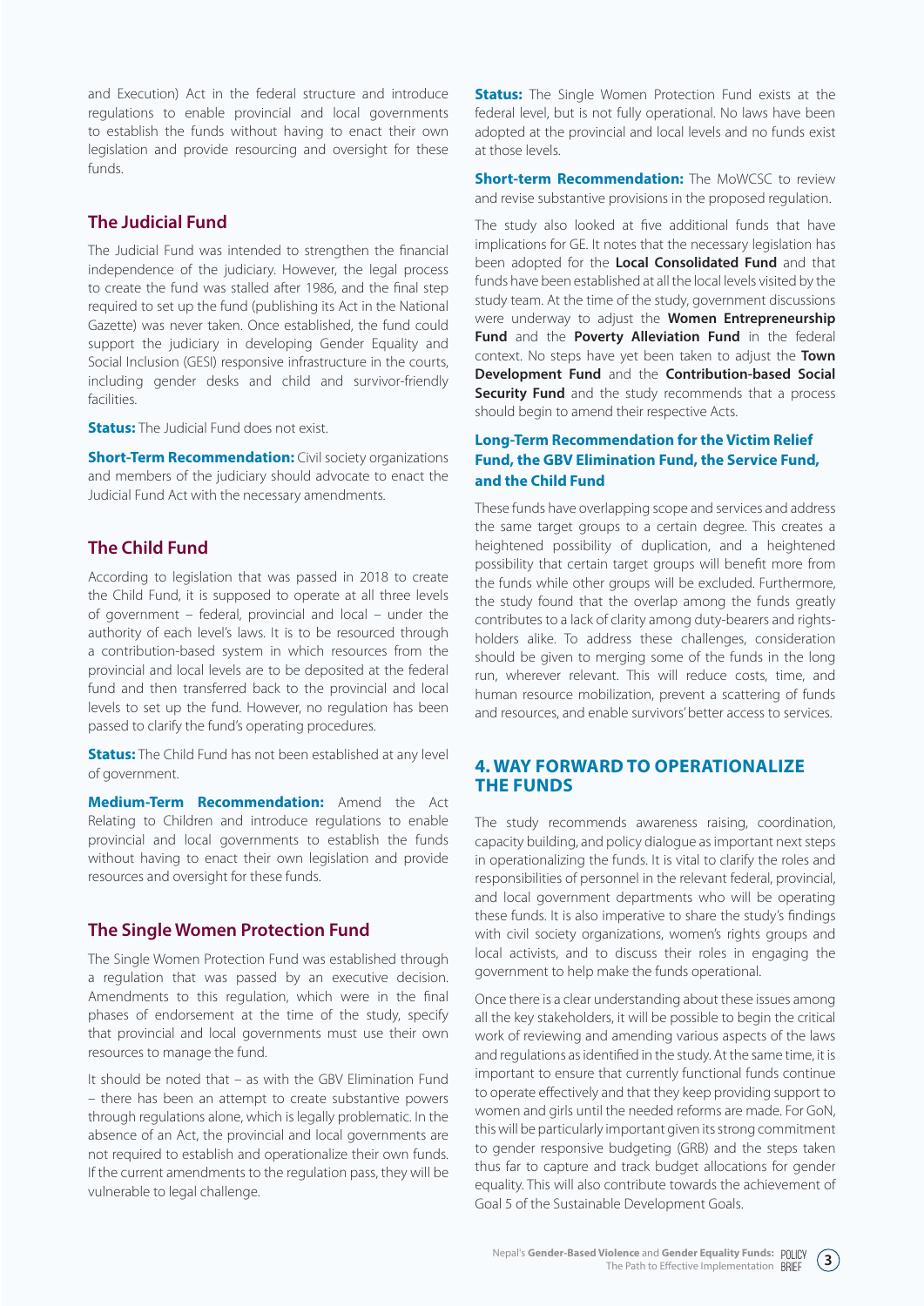and Execution) Act in the federal structure and introduce regulations to enable provincial and local governments to establish the funds without having to enact their own legislation and provide resourcing and oversight for these funds.

## The Judicial Fund

The Judicial Fund was intended to strengthen the financial independence of the judiciary. However, the legal process to create the fund was stalled after 1986, and the final step required to set up the fund (publishing its Act in the National Gazette) was never taken. Once established, the fund could support the judiciary in developing Gender Equality and Social Inclusion (GESI) responsive infrastructure in the courts, including gender desks and child and survivor-friendly facilities.

**Status:** The Judicial Fund does not exist.

**Short-Term Recommendation:** Civil society organizations and members of the judiciary should advocate to enact the Judicial Fund Act with the necessary amendments.

## The Child Fund

According to legislation that was passed in 2018 to create the Child Fund, it is supposed to operate at all three levels of government – federal, provincial and local – under the authority of each level's laws. It is to be resourced through a contribution-based system in which resources from the provincial and local levels are to be deposited at the federal fund and then transferred back to the provincial and local levels to set up the fund. However, no regulation has been passed to clarify the fund's operating procedures.

**Status:** The Child Fund has not been established at any level of government.

**Medium-Term Recommendation:** Amend the Act Relating to Children and introduce regulations to enable provincial and local governments to establish the funds without having to enact their own legislation and provide resources and oversight for these funds.

## The Single Women Protection Fund

The Single Women Protection Fund was established through a regulation that was passed by an executive decision. Amendments to this regulation, which were in the final phases of endorsement at the time of the study, specify that provincial and local governments must use their own resources to manage the fund.

It should be noted that – as with the GBV Elimination Fund – there has been an attempt to create substantive powers through regulations alone, which is legally problematic. In the absence of an Act, the provincial and local governments are not required to establish and operationalize their own funds. If the current amendments to the regulation pass, they will be vulnerable to legal challenge.

**Status:** The Single Women Protection Fund exists at the federal level, but is not fully operational. No laws have been adopted at the provincial and local levels and no funds exist at those levels.

**Short-term Recommendation:** The MoWCSC to review and revise substantive provisions in the proposed regulation.

The study also looked at five additional funds that have implications for GE. It notes that the necessary legislation has been adopted for the **Local Consolidated Fund** and that funds have been established at all the local levels visited by the study team. At the time of the study, government discussions were underway to adjust the **Women Entrepreneurship Fund** and the **Poverty Alleviation Fund** in the federal context. No steps have yet been taken to adjust the **Town Development Fund** and the **Contribution-based Social Security Fund** and the study recommends that a process should begin to amend their respective Acts.

### Long-Term Recommendation for the Victim Relief Fund, the GBV Elimination Fund, the Service Fund, and the Child Fund

These funds have overlapping scope and services and address the same target groups to a certain degree. This creates a heightened possibility of duplication, and a heightened possibility that certain target groups will benefit more from the funds while other groups will be excluded. Furthermore, the study found that the overlap among the funds greatly contributes to a lack of clarity among duty-bearers and rights-holders alike. To address these challenges, consideration should be given to merging some of the funds in the long run, wherever relevant. This will reduce costs, time, and human resource mobilization, prevent a scattering of funds and resources, and enable survivors' better access to services.

## 4. WAY FORWARD TO OPERATIONALIZE THE FUNDS

The study recommends awareness raising, coordination, capacity building, and policy dialogue as important next steps in operationalizing the funds. It is vital to clarify the roles and responsibilities of personnel in the relevant federal, provincial, and local government departments who will be operating these funds. It is also imperative to share the study's findings with civil society organizations, women's rights groups and local activists, and to discuss their roles in engaging the government to help make the funds operational.

Once there is a clear understanding about these issues among all the key stakeholders, it will be possible to begin the critical work of reviewing and amending various aspects of the laws and regulations as identified in the study. At the same time, it is important to ensure that currently functional funds continue to operate effectively and that they keep providing support to women and girls until the needed reforms are made. For GoN, this will be particularly important given its strong commitment to gender responsive budgeting (GRB) and the steps taken thus far to capture and track budget allocations for gender equality. This will also contribute towards the achievement of Goal 5 of the Sustainable Development Goals.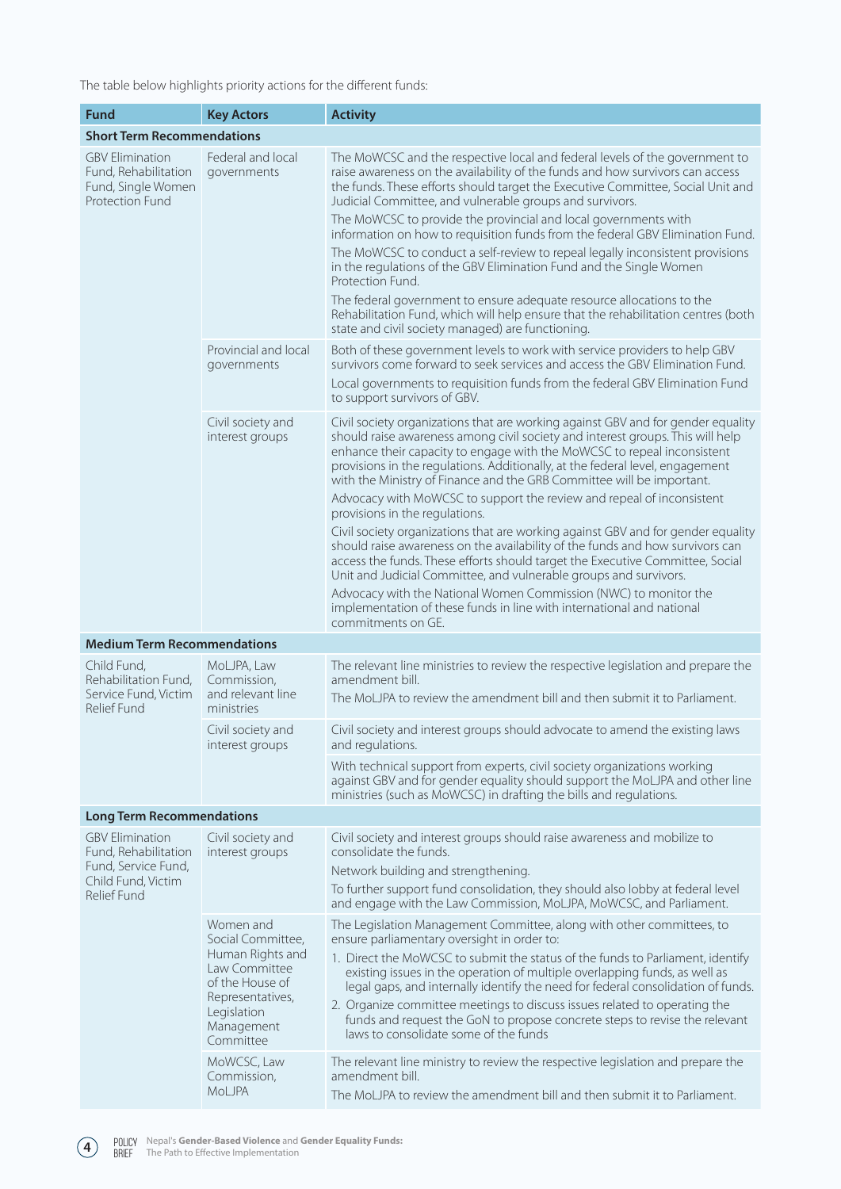The table below highlights priority actions for the different funds:

| Fund | Key Actors | Activity |
|---|---|---|
| **Short Term Recommendations** | | |
| GBV Elimination Fund, Rehabilitation Fund, Single Women Protection Fund | Federal and local governments | The MoWCSC and the respective local and federal levels of the government to raise awareness on the availability of the funds and how survivors can access the funds. These efforts should target the Executive Committee, Social Unit and Judicial Committee, and vulnerable groups and survivors.<br>The MoWCSC to provide the provincial and local governments with information on how to requisition funds from the federal GBV Elimination Fund.<br>The MoWCSC to conduct a self-review to repeal legally inconsistent provisions in the regulations of the GBV Elimination Fund and the Single Women Protection Fund.<br>The federal government to ensure adequate resource allocations to the Rehabilitation Fund, which will help ensure that the rehabilitation centres (both state and civil society managed) are functioning. |
| | Provincial and local governments | Both of these government levels to work with service providers to help GBV survivors come forward to seek services and access the GBV Elimination Fund.<br>Local governments to requisition funds from the federal GBV Elimination Fund to support survivors of GBV. |
| | Civil society and interest groups | Civil society organizations that are working against GBV and for gender equality should raise awareness among civil society and interest groups. This will help enhance their capacity to engage with the MoWCSC to repeal inconsistent provisions in the regulations. Additionally, at the federal level, engagement with the Ministry of Finance and the GRB Committee will be important.<br>Advocacy with MoWCSC to support the review and repeal of inconsistent provisions in the regulations.<br>Civil society organizations that are working against GBV and for gender equality should raise awareness on the availability of the funds and how survivors can access the funds. These efforts should target the Executive Committee, Social Unit and Judicial Committee, and vulnerable groups and survivors.<br>Advocacy with the National Women Commission (NWC) to monitor the implementation of these funds in line with international and national commitments on GE. |
| **Medium Term Recommendations** | | |
| Child Fund, Rehabilitation Fund, Service Fund, Victim Relief Fund | MoLJPA, Law Commission, and relevant line ministries | The relevant line ministries to review the respective legislation and prepare the amendment bill.<br>The MoLJPA to review the amendment bill and then submit it to Parliament. |
| | Civil society and interest groups | Civil society and interest groups should advocate to amend the existing laws and regulations. |
| | | With technical support from experts, civil society organizations working against GBV and for gender equality should support the MoLJPA and other line ministries (such as MoWCSC) in drafting the bills and regulations. |
| **Long Term Recommendations** | | |
| GBV Elimination Fund, Rehabilitation Fund, Service Fund, Child Fund, Victim Relief Fund | Civil society and interest groups | Civil society and interest groups should raise awareness and mobilize to consolidate the funds.<br>Network building and strengthening.<br>To further support fund consolidation, they should also lobby at federal level and engage with the Law Commission, MoLJPA, MoWCSC, and Parliament. |
| | Women and Social Committee, Human Rights and Law Committee of the House of Representatives, Legislation Management Committee | The Legislation Management Committee, along with other committees, to ensure parliamentary oversight in order to:<br>1. Direct the MoWCSC to submit the status of the funds to Parliament, identify existing issues in the operation of multiple overlapping funds, as well as legal gaps, and internally identify the need for federal consolidation of funds.<br>2. Organize committee meetings to discuss issues related to operating the funds and request the GoN to propose concrete steps to revise the relevant laws to consolidate some of the funds |
| | MoWCSC, Law Commission, MoLJPA | The relevant line ministry to review the respective legislation and prepare the amendment bill.<br>The MoLJPA to review the amendment bill and then submit it to Parliament. |